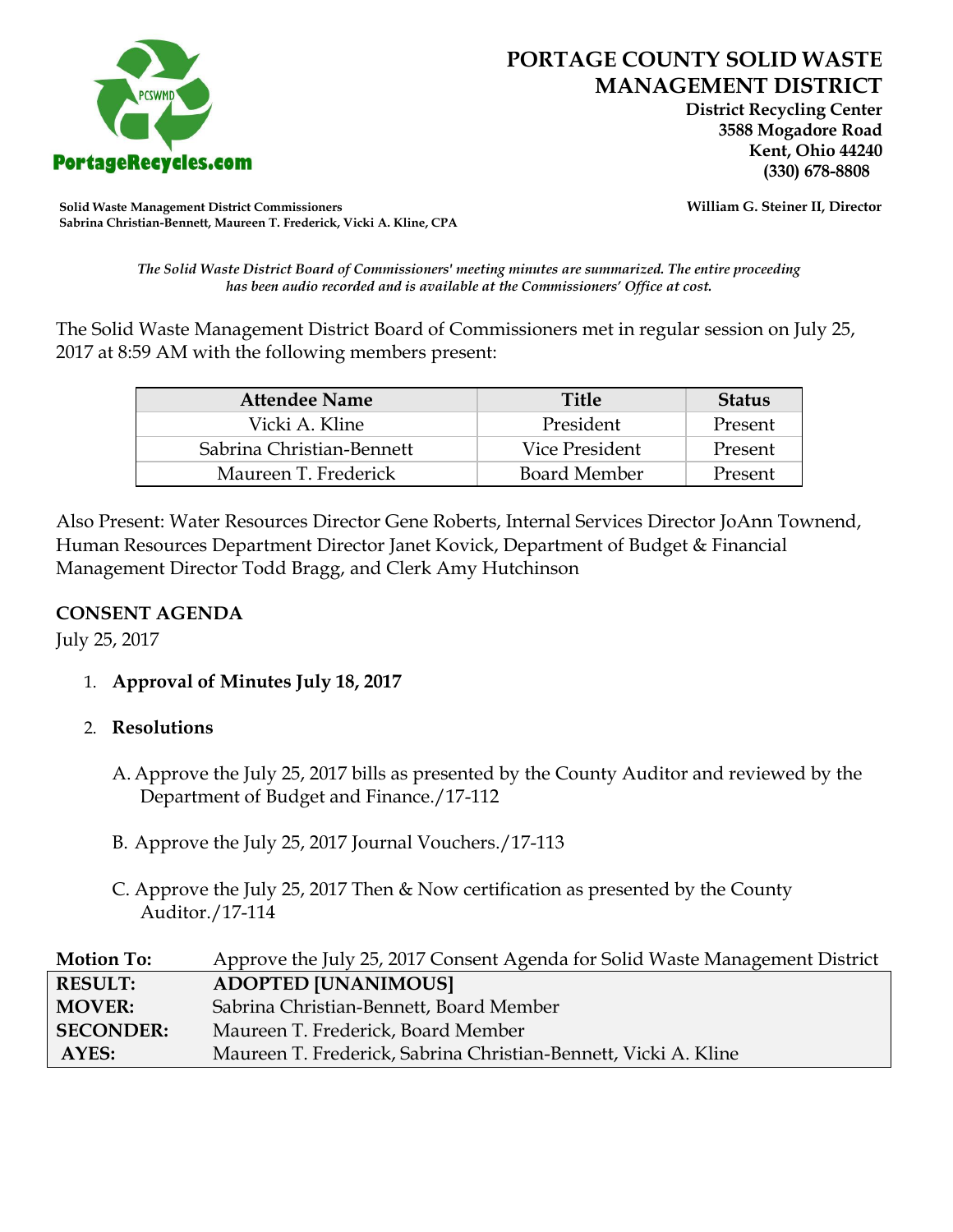# PORTAGE COUNTY SOLID WASTE MANAGEMENT DISTRICT

**District Recycling Center**
**3588 Mogadore Road**
**Kent, Ohio 44240**
**(330) 678-8808**

PortageRecycles.com

**Solid Waste Management District Commissioners**
**Sabrina Christian-Bennett, Maureen T. Frederick, Vicki A. Kline, CPA**

**William G. Steiner II, Director**

*The Solid Waste District Board of Commissioners' meeting minutes are summarized. The entire proceeding has been audio recorded and is available at the Commissioners' Office at cost.*

The Solid Waste Management District Board of Commissioners met in regular session on July 25, 2017 at 8:59 AM with the following members present:

| Attendee Name | Title | Status |
|---|---|---|
| Vicki A. Kline | President | Present |
| Sabrina Christian-Bennett | Vice President | Present |
| Maureen T. Frederick | Board Member | Present |

Also Present: Water Resources Director Gene Roberts, Internal Services Director JoAnn Townend, Human Resources Department Director Janet Kovick, Department of Budget & Financial Management Director Todd Bragg, and Clerk Amy Hutchinson

## CONSENT AGENDA

July 25, 2017

1. **Approval of Minutes July 18, 2017**

2. **Resolutions**

   A. Approve the July 25, 2017 bills as presented by the County Auditor and reviewed by the Department of Budget and Finance./17-112

   B. Approve the July 25, 2017 Journal Vouchers./17-113

   C. Approve the July 25, 2017 Then & Now certification as presented by the County Auditor./17-114

| **Motion To:** | Approve the July 25, 2017 Consent Agenda for Solid Waste Management District |
|---|---|
| **RESULT:** | **ADOPTED [UNANIMOUS]** |
| **MOVER:** | Sabrina Christian-Bennett, Board Member |
| **SECONDER:** | Maureen T. Frederick, Board Member |
| **AYES:** | Maureen T. Frederick, Sabrina Christian-Bennett, Vicki A. Kline |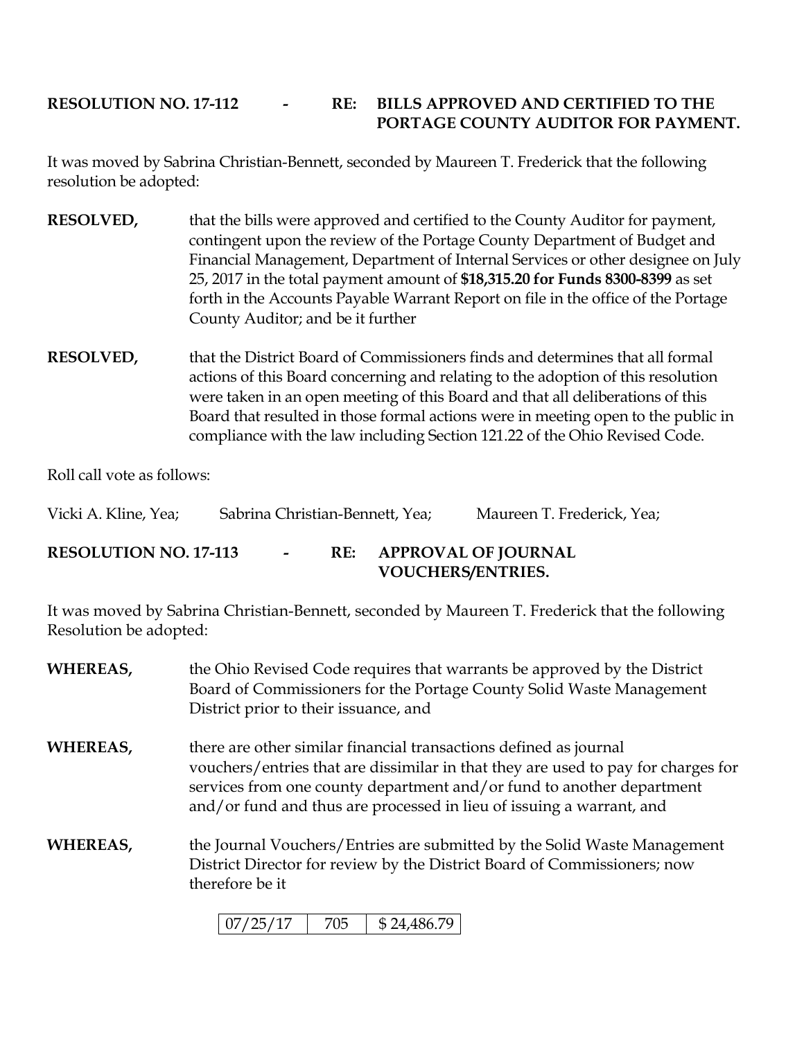**RESOLUTION NO. 17-112 - RE: BILLS APPROVED AND CERTIFIED TO THE PORTAGE COUNTY AUDITOR FOR PAYMENT.**

It was moved by Sabrina Christian-Bennett, seconded by Maureen T. Frederick that the following resolution be adopted:

**RESOLVED,** that the bills were approved and certified to the County Auditor for payment, contingent upon the review of the Portage County Department of Budget and Financial Management, Department of Internal Services or other designee on July 25, 2017 in the total payment amount of **$18,315.20 for Funds 8300-8399** as set forth in the Accounts Payable Warrant Report on file in the office of the Portage County Auditor; and be it further

**RESOLVED,** that the District Board of Commissioners finds and determines that all formal actions of this Board concerning and relating to the adoption of this resolution were taken in an open meeting of this Board and that all deliberations of this Board that resulted in those formal actions were in meeting open to the public in compliance with the law including Section 121.22 of the Ohio Revised Code.

Roll call vote as follows:

Vicki A. Kline, Yea; Sabrina Christian-Bennett, Yea; Maureen T. Frederick, Yea;

**RESOLUTION NO. 17-113 - RE: APPROVAL OF JOURNAL VOUCHERS/ENTRIES.**

It was moved by Sabrina Christian-Bennett, seconded by Maureen T. Frederick that the following Resolution be adopted:

**WHEREAS,** the Ohio Revised Code requires that warrants be approved by the District Board of Commissioners for the Portage County Solid Waste Management District prior to their issuance, and

**WHEREAS,** there are other similar financial transactions defined as journal vouchers/entries that are dissimilar in that they are used to pay for charges for services from one county department and/or fund to another department and/or fund and thus are processed in lieu of issuing a warrant, and

**WHEREAS,** the Journal Vouchers/Entries are submitted by the Solid Waste Management District Director for review by the District Board of Commissioners; now therefore be it

| 07/25/17 | 705 | $ 24,486.79 |
|---|---|---|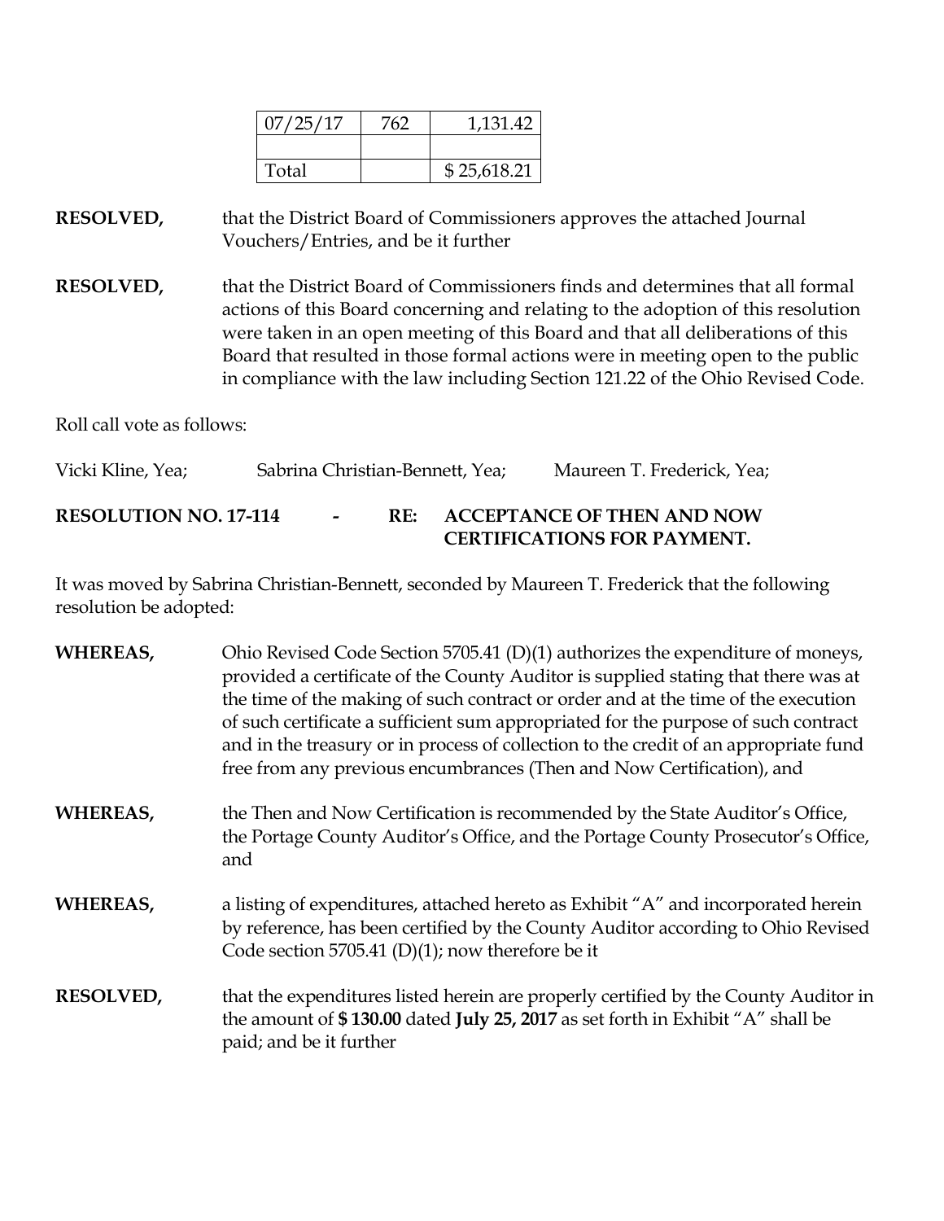| 07/25/17 | 762 | 1,131.42 |
|---|---|---|
| | | |
| Total | | $ 25,618.21 |

**RESOLVED,** that the District Board of Commissioners approves the attached Journal Vouchers/Entries, and be it further

**RESOLVED,** that the District Board of Commissioners finds and determines that all formal actions of this Board concerning and relating to the adoption of this resolution were taken in an open meeting of this Board and that all deliberations of this Board that resulted in those formal actions were in meeting open to the public in compliance with the law including Section 121.22 of the Ohio Revised Code.

Roll call vote as follows:

Vicki Kline, Yea; Sabrina Christian-Bennett, Yea; Maureen T. Frederick, Yea;

**RESOLUTION NO. 17-114 - RE: ACCEPTANCE OF THEN AND NOW CERTIFICATIONS FOR PAYMENT.**

It was moved by Sabrina Christian-Bennett, seconded by Maureen T. Frederick that the following resolution be adopted:

**WHEREAS,** Ohio Revised Code Section 5705.41 (D)(1) authorizes the expenditure of moneys, provided a certificate of the County Auditor is supplied stating that there was at the time of the making of such contract or order and at the time of the execution of such certificate a sufficient sum appropriated for the purpose of such contract and in the treasury or in process of collection to the credit of an appropriate fund free from any previous encumbrances (Then and Now Certification), and

**WHEREAS,** the Then and Now Certification is recommended by the State Auditor's Office, the Portage County Auditor's Office, and the Portage County Prosecutor's Office, and

**WHEREAS,** a listing of expenditures, attached hereto as Exhibit "A" and incorporated herein by reference, has been certified by the County Auditor according to Ohio Revised Code section 5705.41 (D)(1); now therefore be it

**RESOLVED,** that the expenditures listed herein are properly certified by the County Auditor in the amount of **$ 130.00** dated **July 25, 2017** as set forth in Exhibit "A" shall be paid; and be it further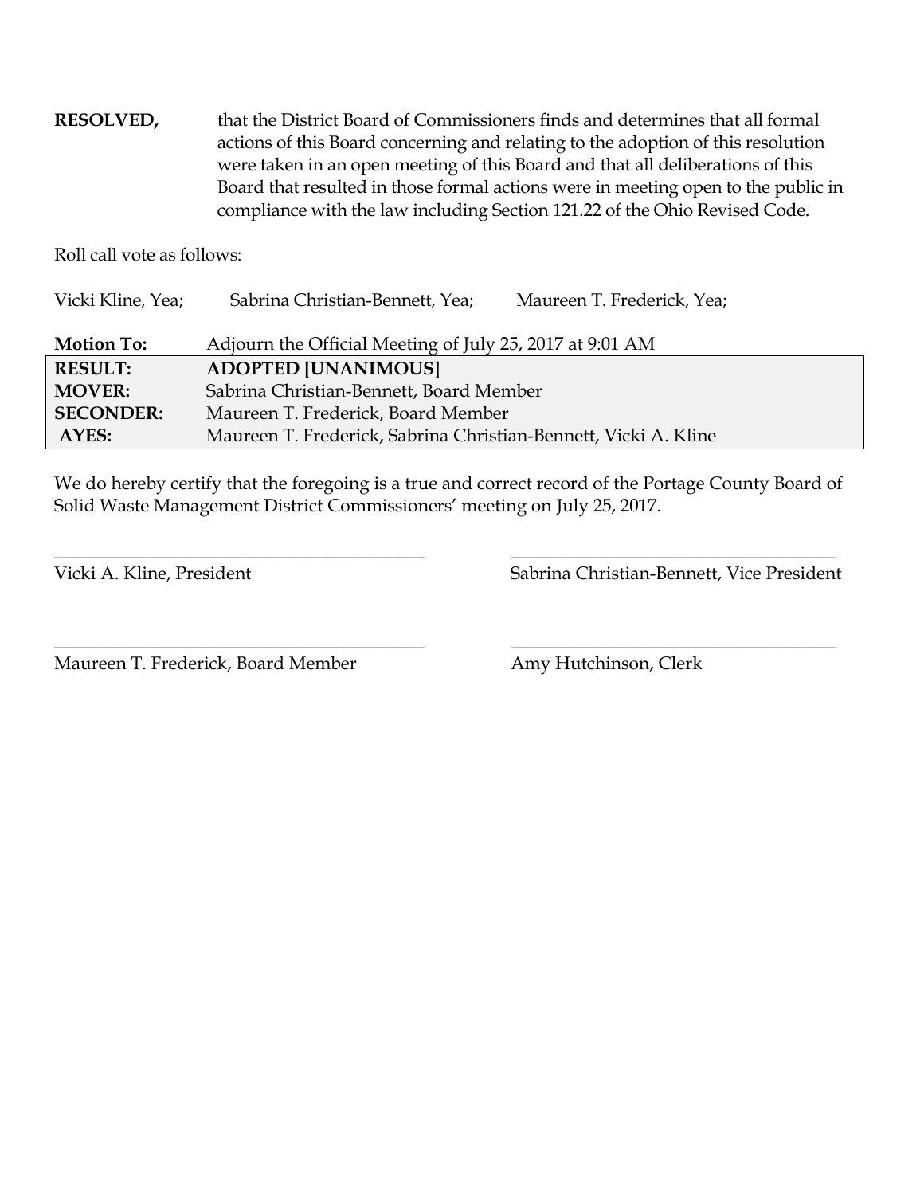**RESOLVED,** that the District Board of Commissioners finds and determines that all formal actions of this Board concerning and relating to the adoption of this resolution were taken in an open meeting of this Board and that all deliberations of this Board that resulted in those formal actions were in meeting open to the public in compliance with the law including Section 121.22 of the Ohio Revised Code.

Roll call vote as follows:

Vicki Kline, Yea; Sabrina Christian-Bennett, Yea; Maureen T. Frederick, Yea;

**Motion To:** Adjourn the Official Meeting of July 25, 2017 at 9:01 AM

| | |
|---|---|
| **RESULT:** | **ADOPTED [UNANIMOUS]** |
| **MOVER:** | Sabrina Christian-Bennett, Board Member |
| **SECONDER:** | Maureen T. Frederick, Board Member |
| **AYES:** | Maureen T. Frederick, Sabrina Christian-Bennett, Vicki A. Kline |

We do hereby certify that the foregoing is a true and correct record of the Portage County Board of Solid Waste Management District Commissioners' meeting on July 25, 2017.

\_\_\_\_\_\_\_\_\_\_\_\_\_\_\_\_\_\_\_\_\_\_\_\_\_\_\_\_\_\_\_\_\_\_\_\_\_\_\_\_
Vicki A. Kline, President

\_\_\_\_\_\_\_\_\_\_\_\_\_\_\_\_\_\_\_\_\_\_\_\_\_\_\_\_\_\_\_\_\_\_\_\_\_\_\_\_
Sabrina Christian-Bennett, Vice President

\_\_\_\_\_\_\_\_\_\_\_\_\_\_\_\_\_\_\_\_\_\_\_\_\_\_\_\_\_\_\_\_\_\_\_\_\_\_\_\_
Maureen T. Frederick, Board Member

\_\_\_\_\_\_\_\_\_\_\_\_\_\_\_\_\_\_\_\_\_\_\_\_\_\_\_\_\_\_\_\_\_\_\_\_\_\_\_\_
Amy Hutchinson, Clerk